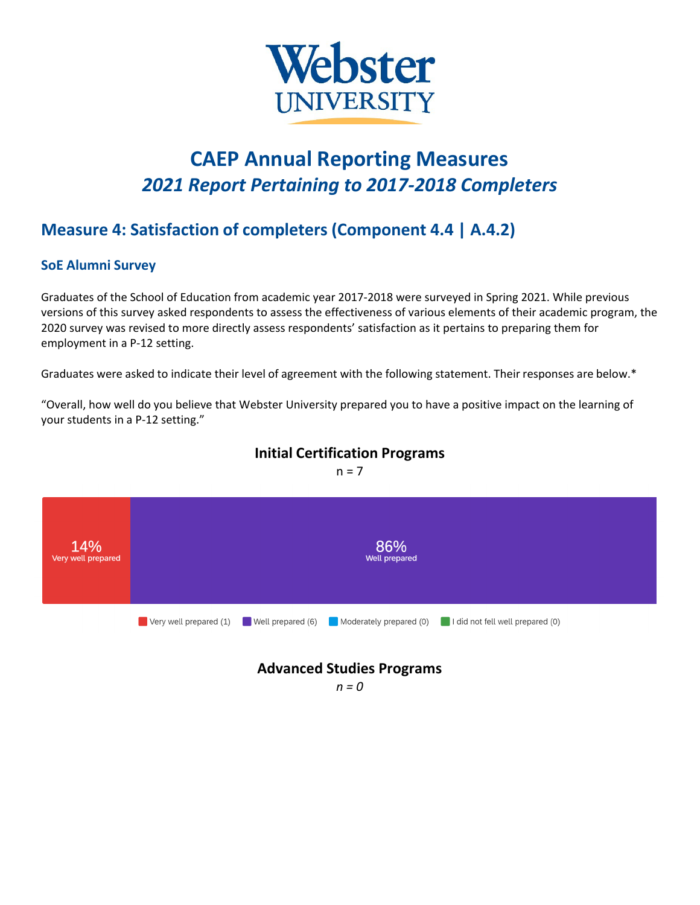# CAEP Annual Reporting Measures

## *2021 Report Pertaining to 2017-2018 Completers*

## Measure 4: Satisfaction of completers (Component 4.4 | A.4.2)

### SoE Alumni Survey

Graduates of the School of Education from academic year 2017-2018 were surveyed in Spring 2021. While previous versions of this survey asked respondents to assess the effectiveness of various elements of their academic program, the 2020 survey was revised to more directly assess respondents' satisfaction as it pertains to preparing them for employment in a P-12 setting.

Graduates were asked to indicate their level of agreement with the following statement. Their responses are below.*

"Overall, how well do you believe that Webster University prepared you to have a positive impact on the learning of your students in a P-12 setting."

**Initial Certification Programs**

n = 7

14% Very well prepared

86% Well prepared

Very well prepared (1) | Well prepared (6) | Moderately prepared (0) | I did not fell well prepared (0)

**Advanced Studies Programs**

*n = 0*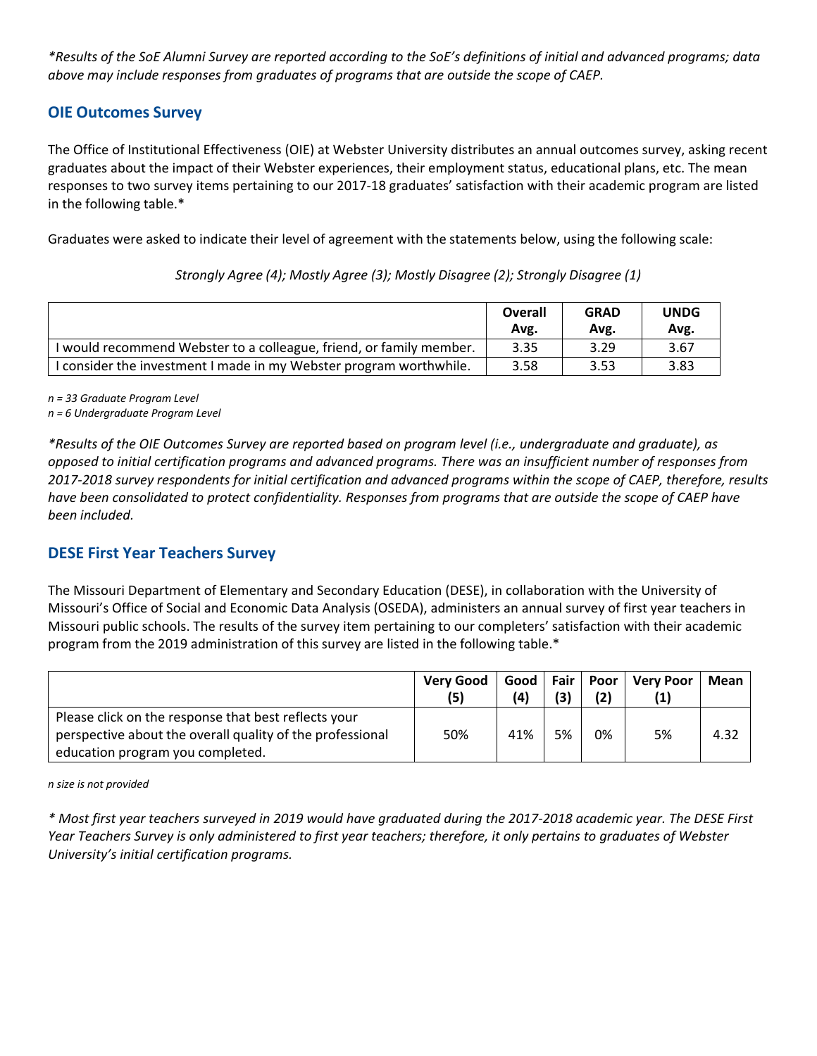*\*Results of the SoE Alumni Survey are reported according to the SoE's definitions of initial and advanced programs; data above may include responses from graduates of programs that are outside the scope of CAEP.*

## OIE Outcomes Survey

The Office of Institutional Effectiveness (OIE) at Webster University distributes an annual outcomes survey, asking recent graduates about the impact of their Webster experiences, their employment status, educational plans, etc. The mean responses to two survey items pertaining to our 2017-18 graduates' satisfaction with their academic program are listed in the following table.*

Graduates were asked to indicate their level of agreement with the statements below, using the following scale:

*Strongly Agree (4); Mostly Agree (3); Mostly Disagree (2); Strongly Disagree (1)*

| | Overall Avg. | GRAD Avg. | UNDG Avg. |
|---|---|---|---|
| I would recommend Webster to a colleague, friend, or family member. | 3.35 | 3.29 | 3.67 |
| I consider the investment I made in my Webster program worthwhile. | 3.58 | 3.53 | 3.83 |

*n = 33 Graduate Program Level*
*n = 6 Undergraduate Program Level*

*\*Results of the OIE Outcomes Survey are reported based on program level (i.e., undergraduate and graduate), as opposed to initial certification programs and advanced programs. There was an insufficient number of responses from 2017-2018 survey respondents for initial certification and advanced programs within the scope of CAEP, therefore, results have been consolidated to protect confidentiality. Responses from programs that are outside the scope of CAEP have been included.*

## DESE First Year Teachers Survey

The Missouri Department of Elementary and Secondary Education (DESE), in collaboration with the University of Missouri's Office of Social and Economic Data Analysis (OSEDA), administers an annual survey of first year teachers in Missouri public schools. The results of the survey item pertaining to our completers' satisfaction with their academic program from the 2019 administration of this survey are listed in the following table.*

| | Very Good (5) | Good (4) | Fair (3) | Poor (2) | Very Poor (1) | Mean |
|---|---|---|---|---|---|---|
| Please click on the response that best reflects your perspective about the overall quality of the professional education program you completed. | 50% | 41% | 5% | 0% | 5% | 4.32 |

*n size is not provided*

*\* Most first year teachers surveyed in 2019 would have graduated during the 2017-2018 academic year. The DESE First Year Teachers Survey is only administered to first year teachers; therefore, it only pertains to graduates of Webster University's initial certification programs.*